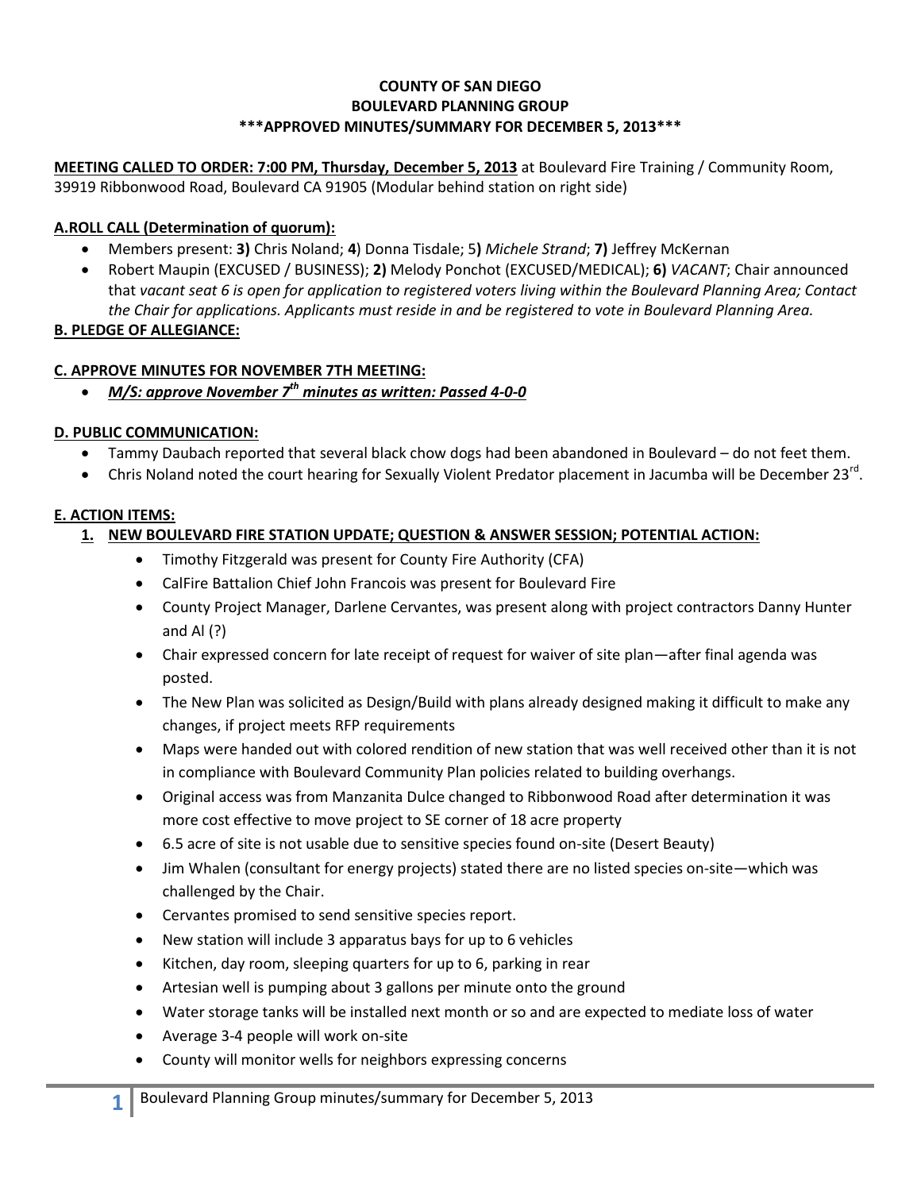**COUNTY OF SAN DIEGO**
**BOULEVARD PLANNING GROUP**
**\*\*\*APPROVED MINUTES/SUMMARY FOR DECEMBER 5, 2013\*\*\***

**MEETING CALLED TO ORDER: 7:00 PM, Thursday, December 5, 2013** at Boulevard Fire Training / Community Room, 39919 Ribbonwood Road, Boulevard CA 91905 (Modular behind station on right side)

**A.ROLL CALL (Determination of quorum):**

- Members present: **3)** Chris Noland; **4**) Donna Tisdale; 5**)** *Michele Strand*; **7)** Jeffrey McKernan
- Robert Maupin (EXCUSED / BUSINESS); **2)** Melody Ponchot (EXCUSED/MEDICAL); **6)** *VACANT*; Chair announced that *vacant seat 6 is open for application to registered voters living within the Boulevard Planning Area; Contact the Chair for applications. Applicants must reside in and be registered to vote in Boulevard Planning Area.*

**B. PLEDGE OF ALLEGIANCE:**

**C. APPROVE MINUTES FOR NOVEMBER 7TH MEETING:**

- ***M/S: approve November 7th minutes as written: Passed 4-0-0***

**D. PUBLIC COMMUNICATION:**

- Tammy Daubach reported that several black chow dogs had been abandoned in Boulevard – do not feet them.
- Chris Noland noted the court hearing for Sexually Violent Predator placement in Jacumba will be December 23rd.

**E. ACTION ITEMS:**

1. **NEW BOULEVARD FIRE STATION UPDATE; QUESTION & ANSWER SESSION; POTENTIAL ACTION:**
   - Timothy Fitzgerald was present for County Fire Authority (CFA)
   - CalFire Battalion Chief John Francois was present for Boulevard Fire
   - County Project Manager, Darlene Cervantes, was present along with project contractors Danny Hunter and Al (?)
   - Chair expressed concern for late receipt of request for waiver of site plan—after final agenda was posted.
   - The New Plan was solicited as Design/Build with plans already designed making it difficult to make any changes, if project meets RFP requirements
   - Maps were handed out with colored rendition of new station that was well received other than it is not in compliance with Boulevard Community Plan policies related to building overhangs.
   - Original access was from Manzanita Dulce changed to Ribbonwood Road after determination it was more cost effective to move project to SE corner of 18 acre property
   - 6.5 acre of site is not usable due to sensitive species found on-site (Desert Beauty)
   - Jim Whalen (consultant for energy projects) stated there are no listed species on-site—which was challenged by the Chair.
   - Cervantes promised to send sensitive species report.
   - New station will include 3 apparatus bays for up to 6 vehicles
   - Kitchen, day room, sleeping quarters for up to 6, parking in rear
   - Artesian well is pumping about 3 gallons per minute onto the ground
   - Water storage tanks will be installed next month or so and are expected to mediate loss of water
   - Average 3-4 people will work on-site
   - County will monitor wells for neighbors expressing concerns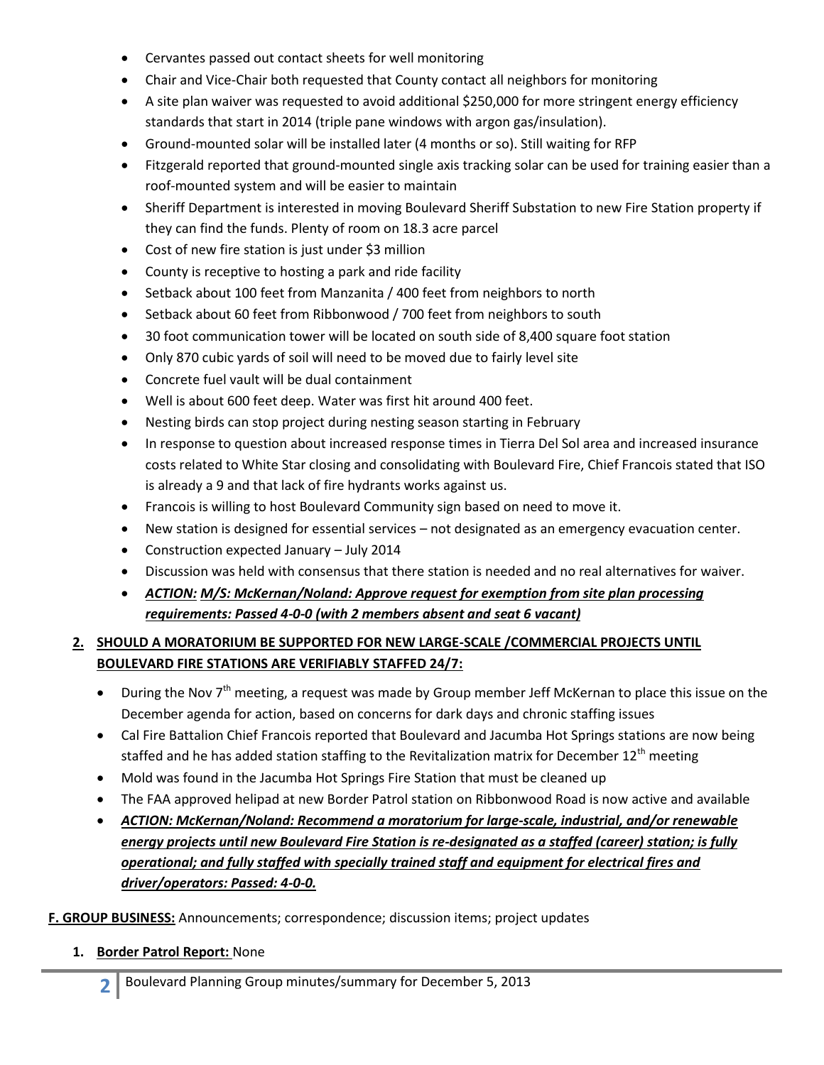- Cervantes passed out contact sheets for well monitoring
- Chair and Vice-Chair both requested that County contact all neighbors for monitoring
- A site plan waiver was requested to avoid additional $250,000 for more stringent energy efficiency standards that start in 2014 (triple pane windows with argon gas/insulation).
- Ground-mounted solar will be installed later (4 months or so). Still waiting for RFP
- Fitzgerald reported that ground-mounted single axis tracking solar can be used for training easier than a roof-mounted system and will be easier to maintain
- Sheriff Department is interested in moving Boulevard Sheriff Substation to new Fire Station property if they can find the funds. Plenty of room on 18.3 acre parcel
- Cost of new fire station is just under $3 million
- County is receptive to hosting a park and ride facility
- Setback about 100 feet from Manzanita / 400 feet from neighbors to north
- Setback about 60 feet from Ribbonwood / 700 feet from neighbors to south
- 30 foot communication tower will be located on south side of 8,400 square foot station
- Only 870 cubic yards of soil will need to be moved due to fairly level site
- Concrete fuel vault will be dual containment
- Well is about 600 feet deep. Water was first hit around 400 feet.
- Nesting birds can stop project during nesting season starting in February
- In response to question about increased response times in Tierra Del Sol area and increased insurance costs related to White Star closing and consolidating with Boulevard Fire, Chief Francois stated that ISO is already a 9 and that lack of fire hydrants works against us.
- Francois is willing to host Boulevard Community sign based on need to move it.
- New station is designed for essential services – not designated as an emergency evacuation center.
- Construction expected January – July 2014
- Discussion was held with consensus that there station is needed and no real alternatives for waiver.
- ***ACTION: M/S: McKernan/Noland: Approve request for exemption from site plan processing requirements: Passed 4-0-0 (with 2 members absent and seat 6 vacant)***

**2. SHOULD A MORATORIUM BE SUPPORTED FOR NEW LARGE-SCALE /COMMERCIAL PROJECTS UNTIL BOULEVARD FIRE STATIONS ARE VERIFIABLY STAFFED 24/7:**

- During the Nov 7th meeting, a request was made by Group member Jeff McKernan to place this issue on the December agenda for action, based on concerns for dark days and chronic staffing issues
- Cal Fire Battalion Chief Francois reported that Boulevard and Jacumba Hot Springs stations are now being staffed and he has added station staffing to the Revitalization matrix for December 12th meeting
- Mold was found in the Jacumba Hot Springs Fire Station that must be cleaned up
- The FAA approved helipad at new Border Patrol station on Ribbonwood Road is now active and available
- ***ACTION: McKernan/Noland: Recommend a moratorium for large-scale, industrial, and/or renewable energy projects until new Boulevard Fire Station is re-designated as a staffed (career) station; is fully operational; and fully staffed with specially trained staff and equipment for electrical fires and driver/operators: Passed: 4-0-0.***

**F. GROUP BUSINESS:** Announcements; correspondence; discussion items; project updates

1. **Border Patrol Report:** None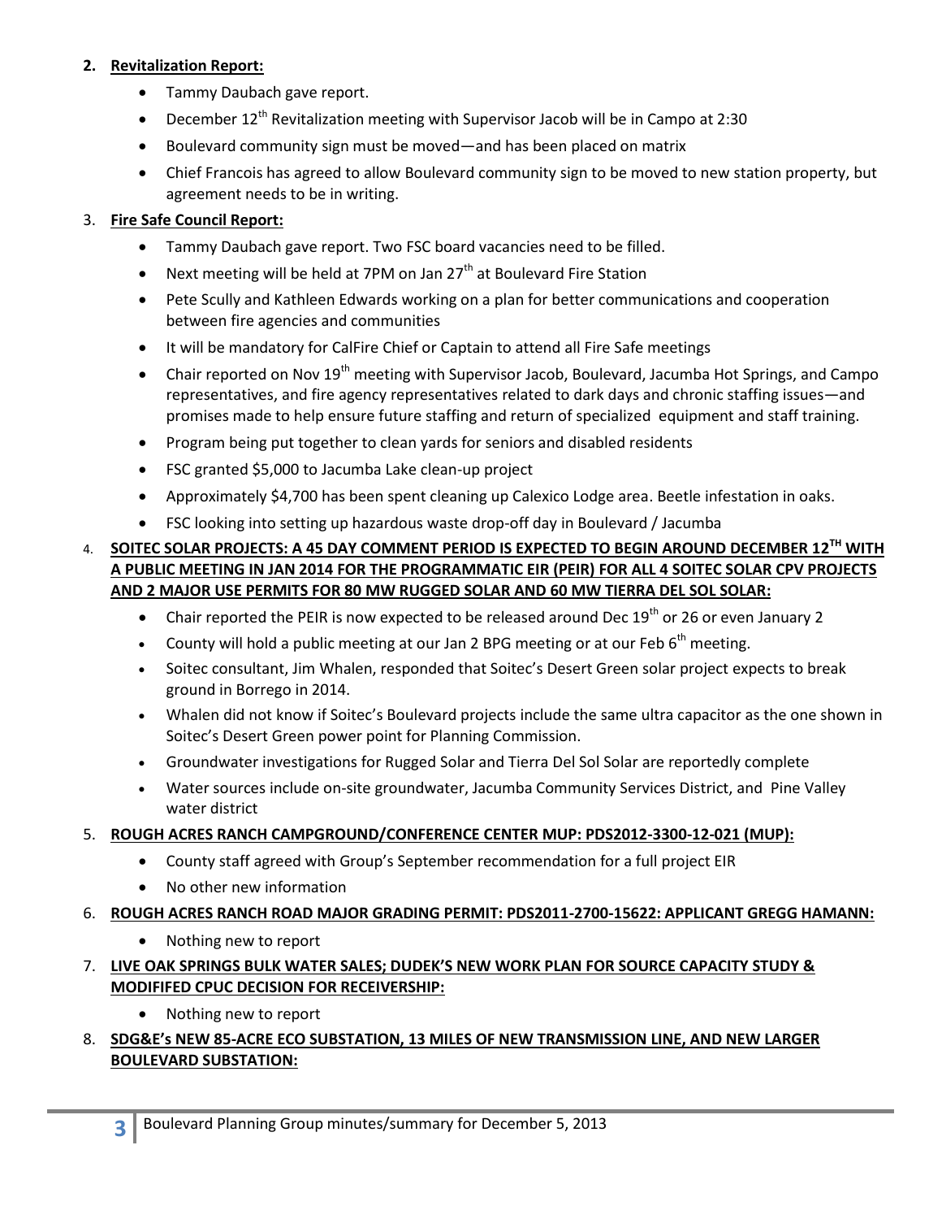2. **Revitalization Report:**
    - Tammy Daubach gave report.
    - December 12th Revitalization meeting with Supervisor Jacob will be in Campo at 2:30
    - Boulevard community sign must be moved—and has been placed on matrix
    - Chief Francois has agreed to allow Boulevard community sign to be moved to new station property, but agreement needs to be in writing.

3. **Fire Safe Council Report:**
    - Tammy Daubach gave report. Two FSC board vacancies need to be filled.
    - Next meeting will be held at 7PM on Jan 27th at Boulevard Fire Station
    - Pete Scully and Kathleen Edwards working on a plan for better communications and cooperation between fire agencies and communities
    - It will be mandatory for CalFire Chief or Captain to attend all Fire Safe meetings
    - Chair reported on Nov 19th meeting with Supervisor Jacob, Boulevard, Jacumba Hot Springs, and Campo representatives, and fire agency representatives related to dark days and chronic staffing issues—and promises made to help ensure future staffing and return of specialized equipment and staff training.
    - Program being put together to clean yards for seniors and disabled residents
    - FSC granted $5,000 to Jacumba Lake clean-up project
    - Approximately $4,700 has been spent cleaning up Calexico Lodge area. Beetle infestation in oaks.
    - FSC looking into setting up hazardous waste drop-off day in Boulevard / Jacumba

4. **SOITEC SOLAR PROJECTS: A 45 DAY COMMENT PERIOD IS EXPECTED TO BEGIN AROUND DECEMBER 12TH WITH A PUBLIC MEETING IN JAN 2014 FOR THE PROGRAMMATIC EIR (PEIR) FOR ALL 4 SOITEC SOLAR CPV PROJECTS AND 2 MAJOR USE PERMITS FOR 80 MW RUGGED SOLAR AND 60 MW TIERRA DEL SOL SOLAR:**
    - Chair reported the PEIR is now expected to be released around Dec 19th or 26 or even January 2
    - County will hold a public meeting at our Jan 2 BPG meeting or at our Feb 6th meeting.
    - Soitec consultant, Jim Whalen, responded that Soitec's Desert Green solar project expects to break ground in Borrego in 2014.
    - Whalen did not know if Soitec's Boulevard projects include the same ultra capacitor as the one shown in Soitec's Desert Green power point for Planning Commission.
    - Groundwater investigations for Rugged Solar and Tierra Del Sol Solar are reportedly complete
    - Water sources include on-site groundwater, Jacumba Community Services District, and Pine Valley water district

5. **ROUGH ACRES RANCH CAMPGROUND/CONFERENCE CENTER MUP: PDS2012-3300-12-021 (MUP):**
    - County staff agreed with Group's September recommendation for a full project EIR
    - No other new information

6. **ROUGH ACRES RANCH ROAD MAJOR GRADING PERMIT: PDS2011-2700-15622: APPLICANT GREGG HAMANN:**
    - Nothing new to report

7. **LIVE OAK SPRINGS BULK WATER SALES; DUDEK'S NEW WORK PLAN FOR SOURCE CAPACITY STUDY & MODIFIED CPUC DECISION FOR RECEIVERSHIP:**
    - Nothing new to report

8. **SDG&E's NEW 85-ACRE ECO SUBSTATION, 13 MILES OF NEW TRANSMISSION LINE, AND NEW LARGER BOULEVARD SUBSTATION:**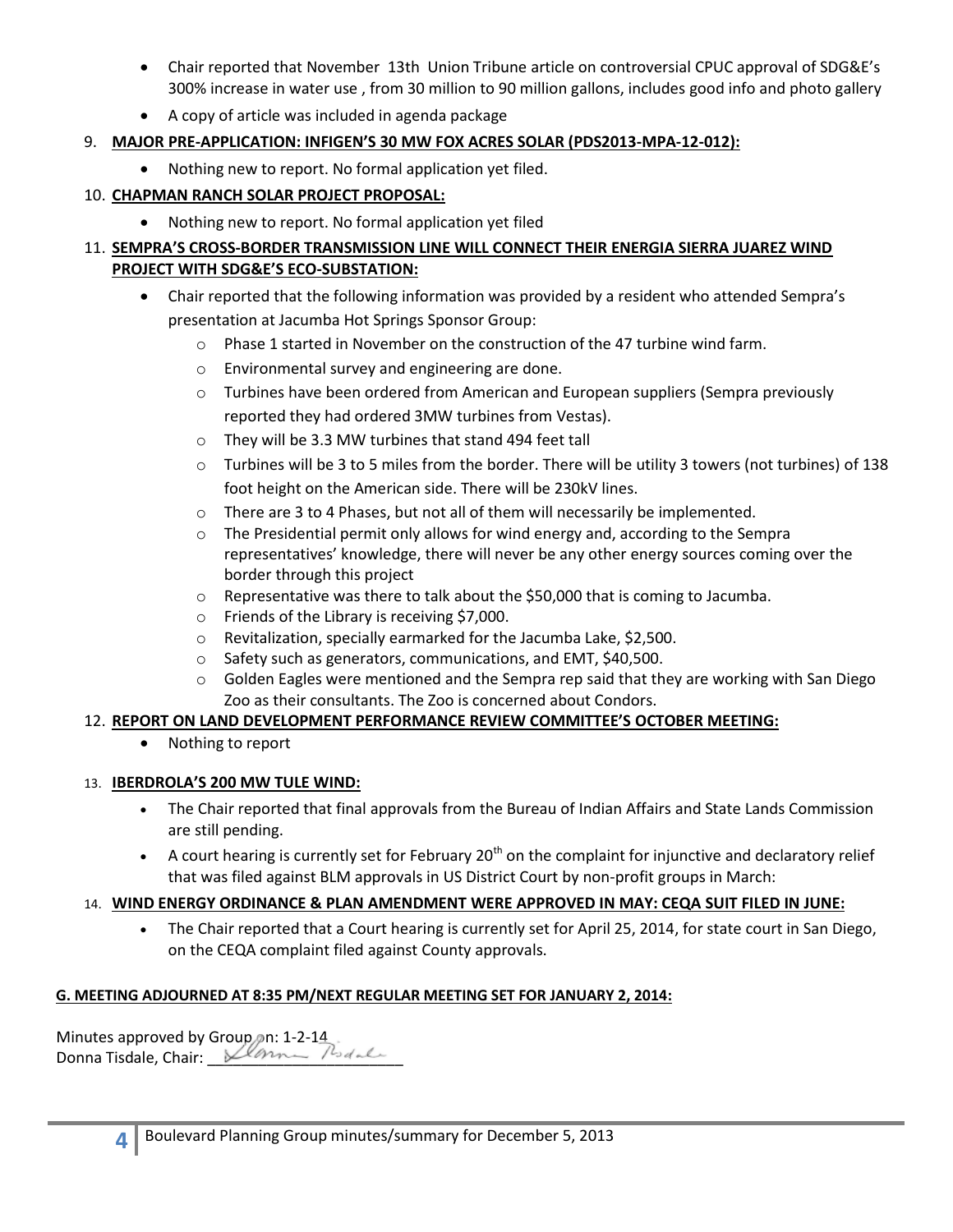- Chair reported that November 13th Union Tribune article on controversial CPUC approval of SDG&E's 300% increase in water use , from 30 million to 90 million gallons, includes good info and photo gallery
- A copy of article was included in agenda package

9. **MAJOR PRE-APPLICATION: INFIGEN'S 30 MW FOX ACRES SOLAR (PDS2013-MPA-12-012):**
   - Nothing new to report. No formal application yet filed.

10. **CHAPMAN RANCH SOLAR PROJECT PROPOSAL:**
    - Nothing new to report. No formal application yet filed

11. **SEMPRA'S CROSS-BORDER TRANSMISSION LINE WILL CONNECT THEIR ENERGIA SIERRA JUAREZ WIND PROJECT WITH SDG&E'S ECO-SUBSTATION:**
    - Chair reported that the following information was provided by a resident who attended Sempra's presentation at Jacumba Hot Springs Sponsor Group:
      - Phase 1 started in November on the construction of the 47 turbine wind farm.
      - Environmental survey and engineering are done.
      - Turbines have been ordered from American and European suppliers (Sempra previously reported they had ordered 3MW turbines from Vestas).
      - They will be 3.3 MW turbines that stand 494 feet tall
      - Turbines will be 3 to 5 miles from the border. There will be utility 3 towers (not turbines) of 138 foot height on the American side. There will be 230kV lines.
      - There are 3 to 4 Phases, but not all of them will necessarily be implemented.
      - The Presidential permit only allows for wind energy and, according to the Sempra representatives' knowledge, there will never be any other energy sources coming over the border through this project
      - Representative was there to talk about the $50,000 that is coming to Jacumba.
      - Friends of the Library is receiving $7,000.
      - Revitalization, specially earmarked for the Jacumba Lake, $2,500.
      - Safety such as generators, communications, and EMT, $40,500.
      - Golden Eagles were mentioned and the Sempra rep said that they are working with San Diego Zoo as their consultants. The Zoo is concerned about Condors.

12. **REPORT ON LAND DEVELOPMENT PERFORMANCE REVIEW COMMITTEE'S OCTOBER MEETING:**
    - Nothing to report

13. **IBERDROLA'S 200 MW TULE WIND:**
    - The Chair reported that final approvals from the Bureau of Indian Affairs and State Lands Commission are still pending.
    - A court hearing is currently set for February 20th on the complaint for injunctive and declaratory relief that was filed against BLM approvals in US District Court by non-profit groups in March:

14. **WIND ENERGY ORDINANCE & PLAN AMENDMENT WERE APPROVED IN MAY: CEQA SUIT FILED IN JUNE:**
    - The Chair reported that a Court hearing is currently set for April 25, 2014, for state court in San Diego, on the CEQA complaint filed against County approvals.

**G. MEETING ADJOURNED AT 8:35 PM/NEXT REGULAR MEETING SET FOR JANUARY 2, 2014:**

Minutes approved by Group on: 1-2-14
Donna Tisdale, Chair: Donna Tisdale

Boulevard Planning Group minutes/summary for December 5, 2013